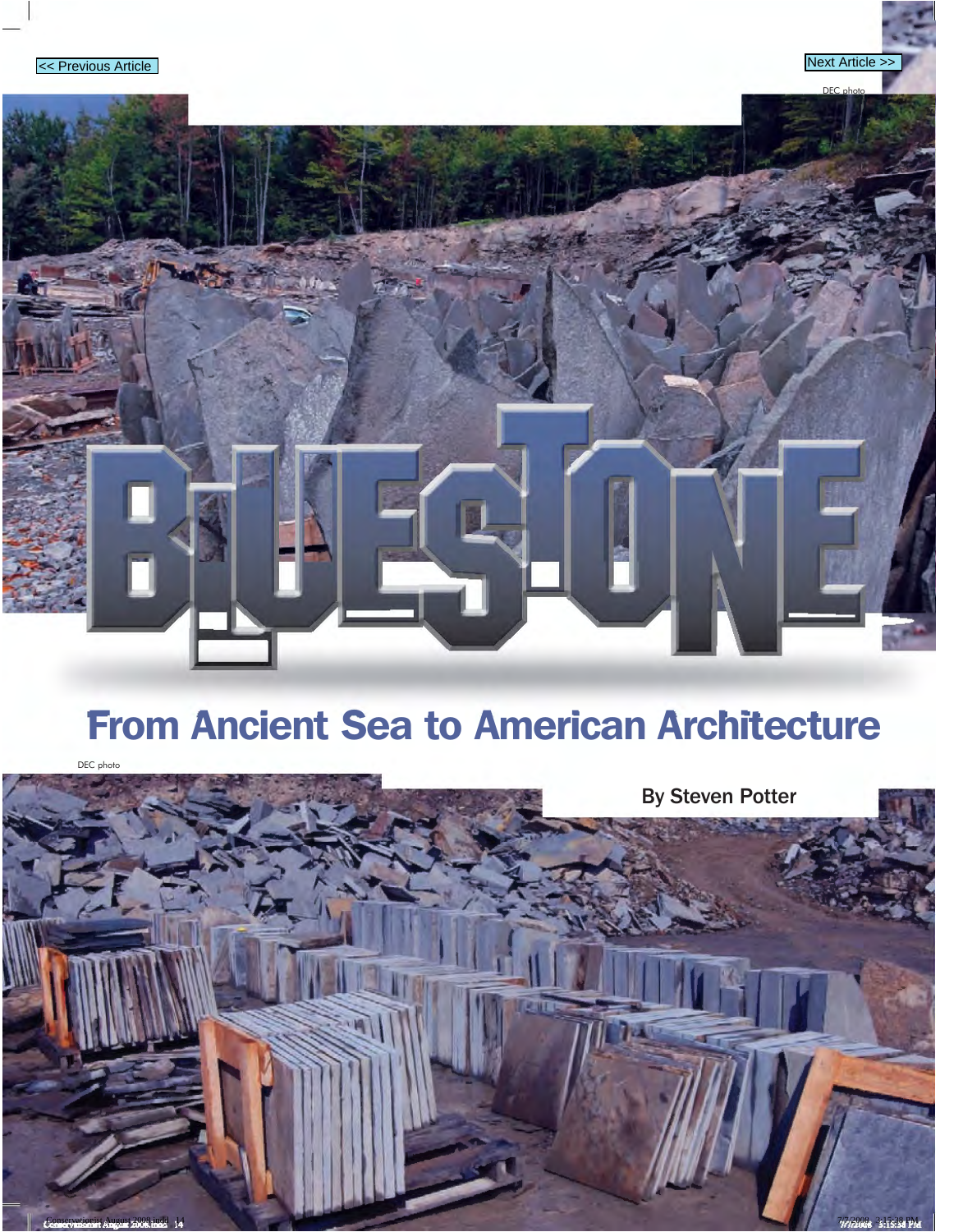# BLUESTONE

## From Ancient Sea to American Architecture

DEC photo

DEC photo

By Steven Potter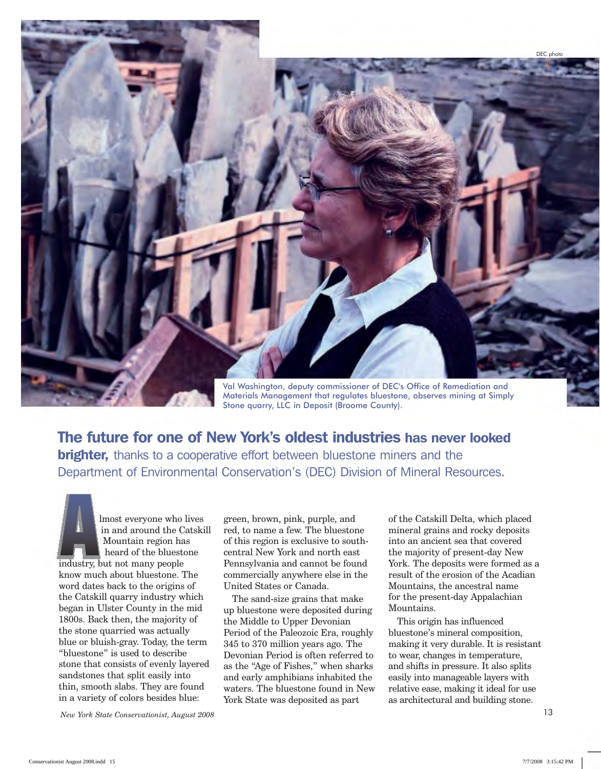DEC photo

Val Washington, deputy commissioner of DEC's Office of Remediation and Materials Management that regulates bluestone, observes mining at Simply Stone quarry, LLC in Deposit (Broome County).

**The future for one of New York's oldest industries has never looked brighter,** thanks to a cooperative effort between bluestone miners and the Department of Environmental Conservation's (DEC) Division of Mineral Resources.

Almost everyone who lives in and around the Catskill Mountain region has heard of the bluestone industry, but not many people know much about bluestone. The word dates back to the origins of the Catskill quarry industry which began in Ulster County in the mid 1800s. Back then, the majority of the stone quarried was actually blue or bluish-gray. Today, the term "bluestone" is used to describe stone that consists of evenly layered sandstones that split easily into thin, smooth slabs. They are found in a variety of colors besides blue: green, brown, pink, purple, and red, to name a few. The bluestone of this region is exclusive to south-central New York and north east Pennsylvania and cannot be found commercially anywhere else in the United States or Canada.

The sand-size grains that make up bluestone were deposited during the Middle to Upper Devonian Period of the Paleozoic Era, roughly 345 to 370 million years ago. The Devonian Period is often referred to as the "Age of Fishes," when sharks and early amphibians inhabited the waters. The bluestone found in New York State was deposited as part of the Catskill Delta, which placed mineral grains and rocky deposits into an ancient sea that covered the majority of present-day New York. The deposits were formed as a result of the erosion of the Acadian Mountains, the ancestral name for the present-day Appalachian Mountains.

This origin has influenced bluestone's mineral composition, making it very durable. It is resistant to wear, changes in temperature, and shifts in pressure. It also splits easily into manageable layers with relative ease, making it ideal for use as architectural and building stone.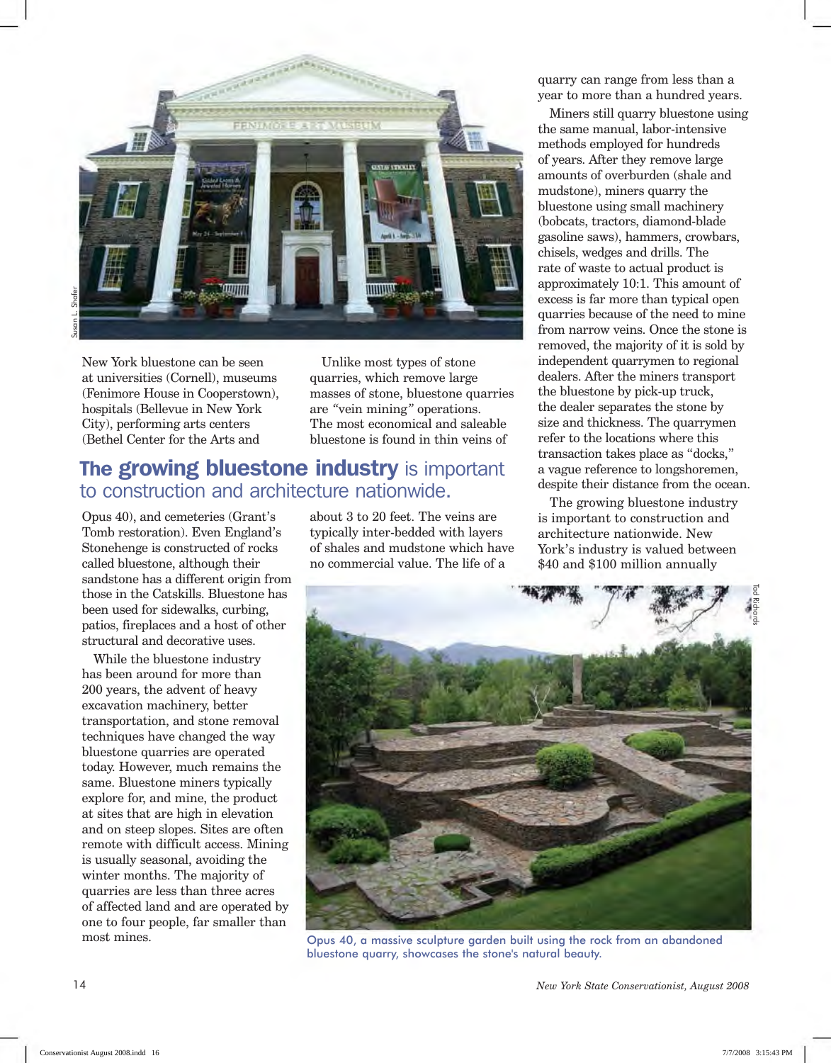New York bluestone can be seen at universities (Cornell), museums (Fenimore House in Cooperstown), hospitals (Bellevue in New York City), performing arts centers (Bethel Center for the Arts and Opus 40), and cemeteries (Grant's Tomb restoration). Even England's Stonehenge is constructed of rocks called bluestone, although their sandstone has a different origin from those in the Catskills. Bluestone has been used for sidewalks, curbing, patios, fireplaces and a host of other structural and decorative uses.

While the bluestone industry has been around for more than 200 years, the advent of heavy excavation machinery, better transportation, and stone removal techniques have changed the way bluestone quarries are operated today. However, much remains the same. Bluestone miners typically explore for, and mine, the product at sites that are high in elevation and on steep slopes. Sites are often remote with difficult access. Mining is usually seasonal, avoiding the winter months. The majority of quarries are less than three acres of affected land and are operated by one to four people, far smaller than most mines.

Unlike most types of stone quarries, which remove large masses of stone, bluestone quarries are "vein mining" operations. The most economical and saleable bluestone is found in thin veins of about 3 to 20 feet. The veins are typically inter-bedded with layers of shales and mudstone which have no commercial value. The life of a quarry can range from less than a year to more than a hundred years.

## **The growing bluestone industry** is important to construction and architecture nationwide.

Miners still quarry bluestone using the same manual, labor-intensive methods employed for hundreds of years. After they remove large amounts of overburden (shale and mudstone), miners quarry the bluestone using small machinery (bobcats, tractors, diamond-blade gasoline saws), hammers, crowbars, chisels, wedges and drills. The rate of waste to actual product is approximately 10:1. This amount of excess is far more than typical open quarries because of the need to mine from narrow veins. Once the stone is removed, the majority of it is sold by independent quarrymen to regional dealers. After the miners transport the bluestone by pick-up truck, the dealer separates the stone by size and thickness. The quarrymen refer to the locations where this transaction takes place as "docks," a vague reference to longshoremen, despite their distance from the ocean.

The growing bluestone industry is important to construction and architecture nationwide. New York's industry is valued between $40 and $100 million annually

Opus 40, a massive sculpture garden built using the rock from an abandoned bluestone quarry, showcases the stone's natural beauty.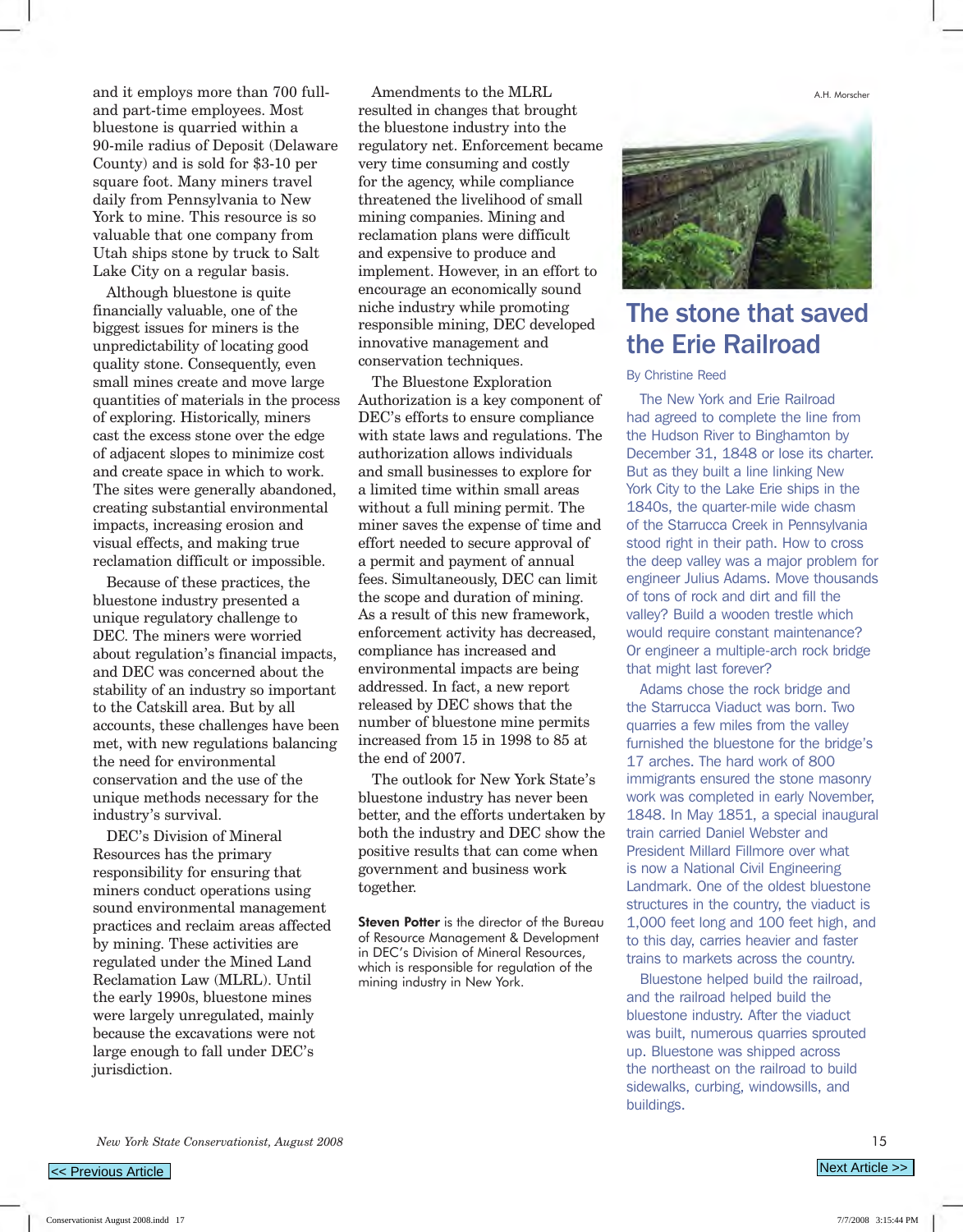and it employs more than 700 full- and part-time employees. Most bluestone is quarried within a 90-mile radius of Deposit (Delaware County) and is sold for $3-10 per square foot. Many miners travel daily from Pennsylvania to New York to mine. This resource is so valuable that one company from Utah ships stone by truck to Salt Lake City on a regular basis.

Although bluestone is quite financially valuable, one of the biggest issues for miners is the unpredictability of locating good quality stone. Consequently, even small mines create and move large quantities of materials in the process of exploring. Historically, miners cast the excess stone over the edge of adjacent slopes to minimize cost and create space in which to work. The sites were generally abandoned, creating substantial environmental impacts, increasing erosion and visual effects, and making true reclamation difficult or impossible.

Because of these practices, the bluestone industry presented a unique regulatory challenge to DEC. The miners were worried about regulation's financial impacts, and DEC was concerned about the stability of an industry so important to the Catskill area. But by all accounts, these challenges have been met, with new regulations balancing the need for environmental conservation and the use of the unique methods necessary for the industry's survival.

DEC's Division of Mineral Resources has the primary responsibility for ensuring that miners conduct operations using sound environmental management practices and reclaim areas affected by mining. These activities are regulated under the Mined Land Reclamation Law (MLRL). Until the early 1990s, bluestone mines were largely unregulated, mainly because the excavations were not large enough to fall under DEC's jurisdiction.

Amendments to the MLRL resulted in changes that brought the bluestone industry into the regulatory net. Enforcement became very time consuming and costly for the agency, while compliance threatened the livelihood of small mining companies. Mining and reclamation plans were difficult and expensive to produce and implement. However, in an effort to encourage an economically sound niche industry while promoting responsible mining, DEC developed innovative management and conservation techniques.

The Bluestone Exploration Authorization is a key component of DEC's efforts to ensure compliance with state laws and regulations. The authorization allows individuals and small businesses to explore for a limited time within small areas without a full mining permit. The miner saves the expense of time and effort needed to secure approval of a permit and payment of annual fees. Simultaneously, DEC can limit the scope and duration of mining. As a result of this new framework, enforcement activity has decreased, compliance has increased and environmental impacts are being addressed. In fact, a new report released by DEC shows that the number of bluestone mine permits increased from 15 in 1998 to 85 at the end of 2007.

The outlook for New York State's bluestone industry has never been better, and the efforts undertaken by both the industry and DEC show the positive results that can come when government and business work together.

**Steven Potter** is the director of the Bureau of Resource Management & Development in DEC's Division of Mineral Resources, which is responsible for regulation of the mining industry in New York.

A.H. Morscher

## The stone that saved the Erie Railroad

By Christine Reed

The New York and Erie Railroad had agreed to complete the line from the Hudson River to Binghamton by December 31, 1848 or lose its charter. But as they built a line linking New York City to the Lake Erie ships in the 1840s, the quarter-mile wide chasm of the Starrucca Creek in Pennsylvania stood right in their path. How to cross the deep valley was a major problem for engineer Julius Adams. Move thousands of tons of rock and dirt and fill the valley? Build a wooden trestle which would require constant maintenance? Or engineer a multiple-arch rock bridge that might last forever?

Adams chose the rock bridge and the Starrucca Viaduct was born. Two quarries a few miles from the valley furnished the bluestone for the bridge's 17 arches. The hard work of 800 immigrants ensured the stone masonry work was completed in early November, 1848. In May 1851, a special inaugural train carried Daniel Webster and President Millard Fillmore over what is now a National Civil Engineering Landmark. One of the oldest bluestone structures in the country, the viaduct is 1,000 feet long and 100 feet high, and to this day, carries heavier and faster trains to markets across the country.

Bluestone helped build the railroad, and the railroad helped build the bluestone industry. After the viaduct was built, numerous quarries sprouted up. Bluestone was shipped across the northeast on the railroad to build sidewalks, curbing, windowsills, and buildings.